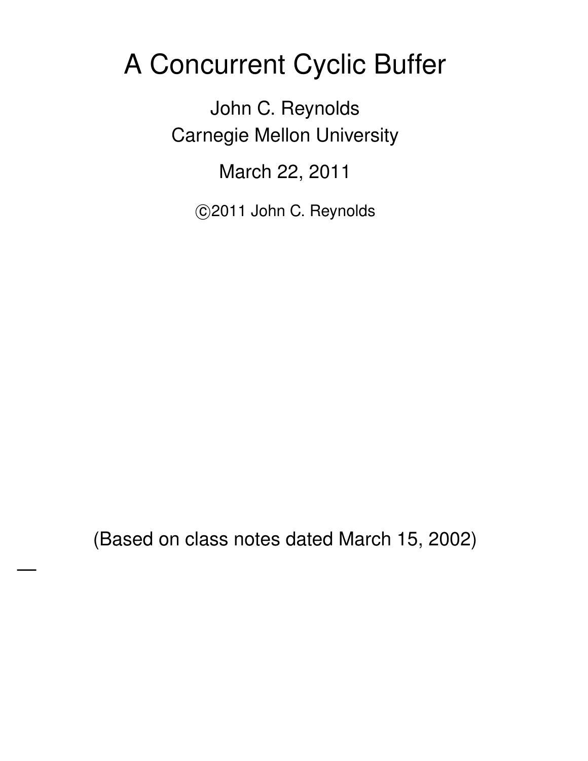# A Concurrent Cyclic Buffer

John C. Reynolds
Carnegie Mellon University

March 22, 2011

©2011 John C. Reynolds

(Based on class notes dated March 15, 2002)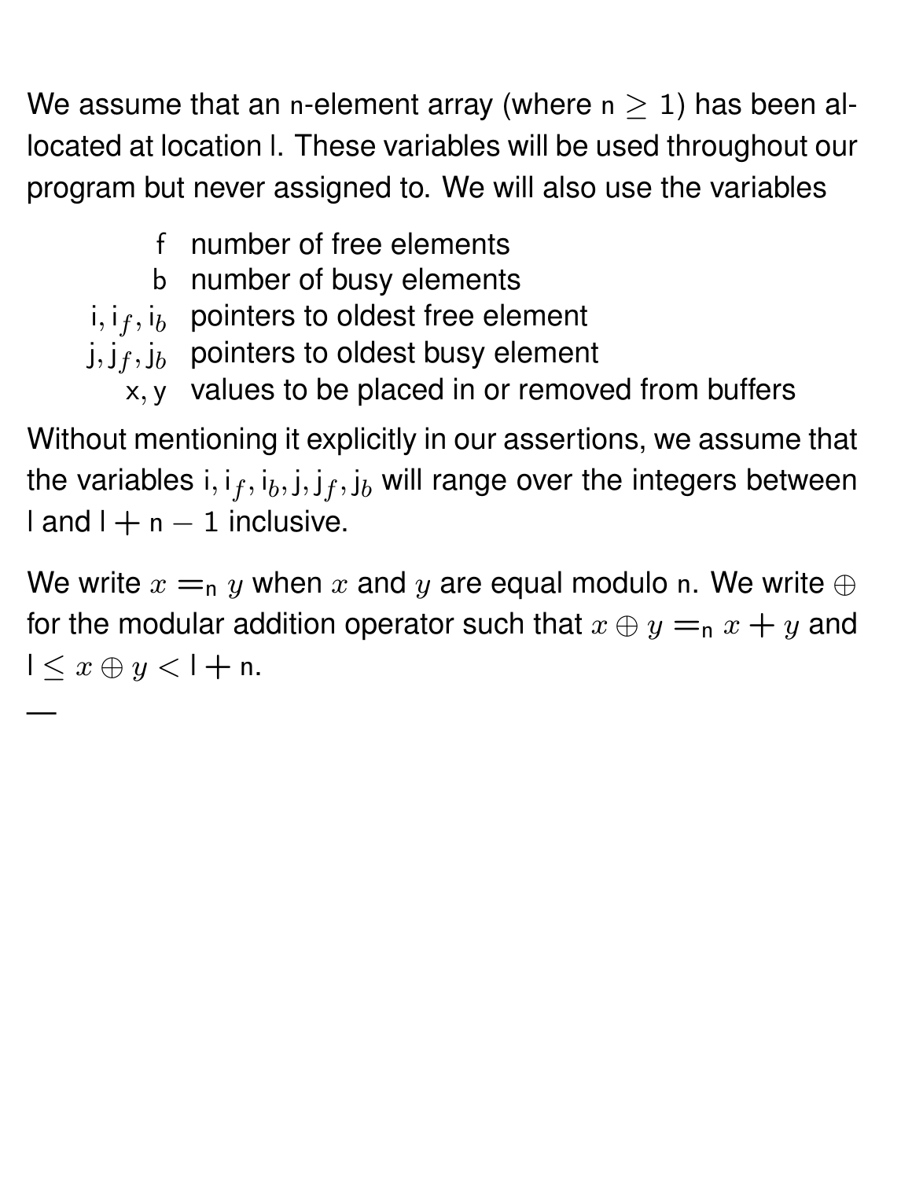We assume that an $\mathsf{n}$-element array (where $\mathsf{n} \geq 1$) has been allocated at location $\mathsf{l}$. These variables will be used throughout our program but never assigned to. We will also use the variables

| | |
|---|---|
| $\mathsf{f}$ | number of free elements |
| $\mathsf{b}$ | number of busy elements |
| $\mathsf{i}, \mathsf{i}_f, \mathsf{i}_b$ | pointers to oldest free element |
| $\mathsf{j}, \mathsf{j}_f, \mathsf{j}_b$ | pointers to oldest busy element |
| $\mathsf{x}, \mathsf{y}$ | values to be placed in or removed from buffers |

Without mentioning it explicitly in our assertions, we assume that the variables $\mathsf{i}, \mathsf{i}_f, \mathsf{i}_b, \mathsf{j}, \mathsf{j}_f, \mathsf{j}_b$ will range over the integers between $\mathsf{l}$ and $\mathsf{l} + \mathsf{n} - 1$ inclusive.

We write $x =_{\mathsf{n}} y$ when $x$ and $y$ are equal modulo $\mathsf{n}$. We write $\oplus$ for the modular addition operator such that $x \oplus y =_{\mathsf{n}} x + y$ and $\mathsf{l} \leq x \oplus y < \mathsf{l} + \mathsf{n}$.

—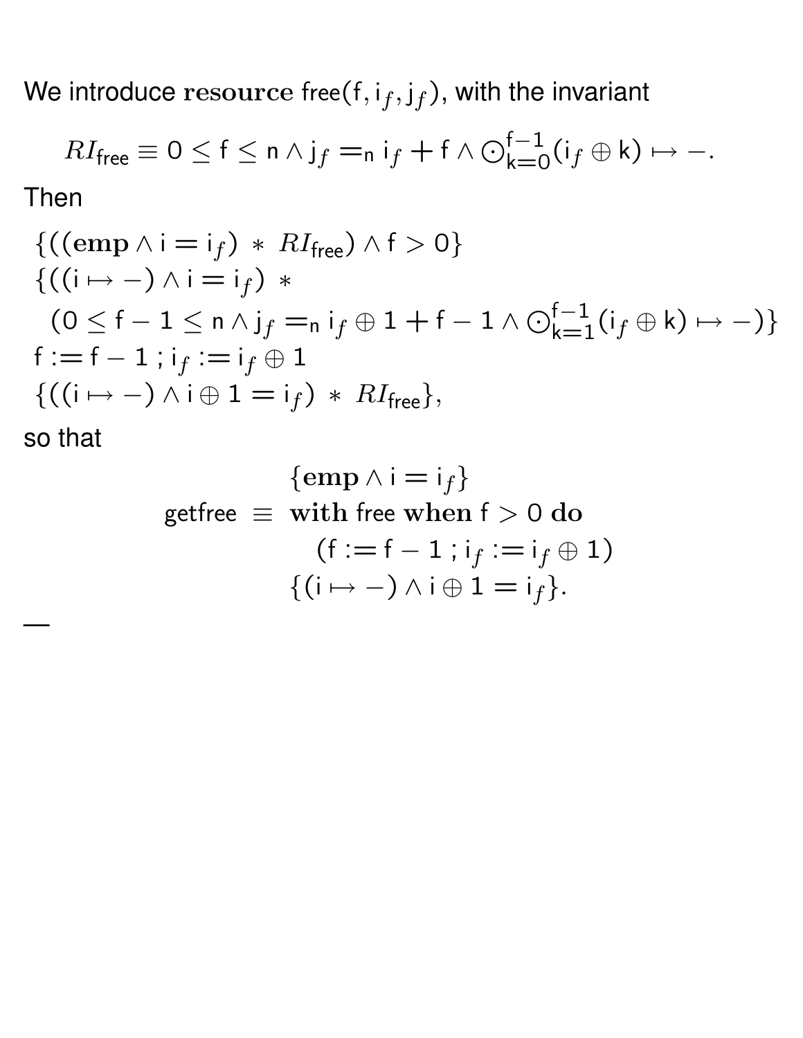We introduce **resource** $\mathsf{free}(\mathsf{f}, \mathsf{i}_f, \mathsf{j}_f)$, with the invariant

$$RI_{\mathsf{free}} \equiv 0 \leq \mathsf{f} \leq \mathsf{n} \wedge \mathsf{j}_f =_{\mathsf{n}} \mathsf{i}_f + \mathsf{f} \wedge \bigodot_{\mathsf{k}=0}^{\mathsf{f}-1} (\mathsf{i}_f \oplus \mathsf{k}) \mapsto -.$$

Then

$$\{((\mathbf{emp} \wedge \mathsf{i} = \mathsf{i}_f) \ * \ RI_{\mathsf{free}}) \wedge \mathsf{f} > 0\}$$
$$\{((\mathsf{i} \mapsto -) \wedge \mathsf{i} = \mathsf{i}_f) \ *$$
$$\quad (0 \leq \mathsf{f} - 1 \leq \mathsf{n} \wedge \mathsf{j}_f =_{\mathsf{n}} \mathsf{i}_f \oplus 1 + \mathsf{f} - 1 \wedge \bigodot_{\mathsf{k}=1}^{\mathsf{f}-1} (\mathsf{i}_f \oplus \mathsf{k}) \mapsto -)\}$$
$$\mathsf{f} := \mathsf{f} - 1 \,;\, \mathsf{i}_f := \mathsf{i}_f \oplus 1$$
$$\{((\mathsf{i} \mapsto -) \wedge \mathsf{i} \oplus 1 = \mathsf{i}_f) \ * \ RI_{\mathsf{free}}\},$$

so that

$$\begin{aligned}
& \{\mathbf{emp} \wedge \mathsf{i} = \mathsf{i}_f\} \\
\mathsf{getfree} \ \equiv \ & \mathbf{with} \ \mathsf{free} \ \mathbf{when} \ \mathsf{f} > 0 \ \mathbf{do} \\
& \quad (\mathsf{f} := \mathsf{f} - 1 \,;\, \mathsf{i}_f := \mathsf{i}_f \oplus 1) \\
& \{(\mathsf{i} \mapsto -) \wedge \mathsf{i} \oplus 1 = \mathsf{i}_f\}.
\end{aligned}$$

—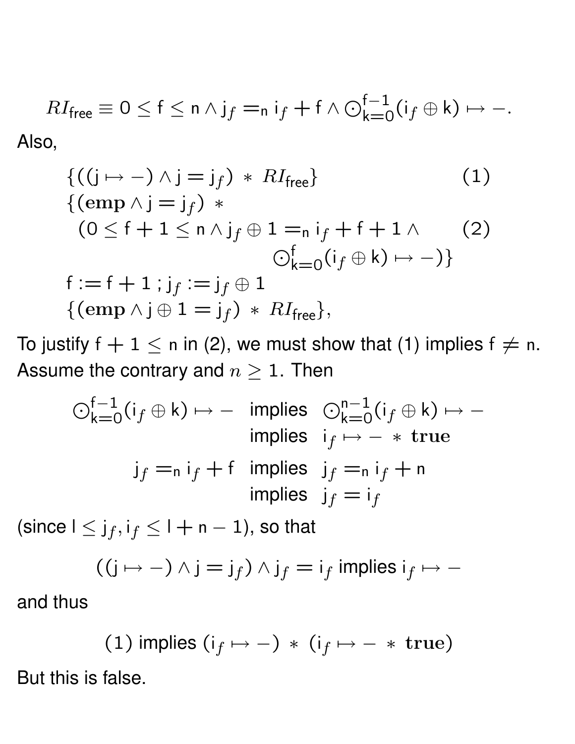$$RI_{\mathsf{free}} \equiv 0 \leq \mathsf{f} \leq \mathsf{n} \wedge \mathsf{j}_f =_{\mathsf{n}} \mathsf{i}_f + \mathsf{f} \wedge \bigodot_{\mathsf{k}=0}^{\mathsf{f}-1} (\mathsf{i}_f \oplus \mathsf{k}) \mapsto -.$$

Also,

$$\begin{array}{ll}
\{((\mathsf{j} \mapsto -) \wedge \mathsf{j} = \mathsf{j}_f) \ * \ RI_{\mathsf{free}}\} & (1) \\
\{(\mathbf{emp} \wedge \mathsf{j} = \mathsf{j}_f) \ * & \\
\quad (0 \leq \mathsf{f} + 1 \leq \mathsf{n} \wedge \mathsf{j}_f \oplus 1 =_{\mathsf{n}} \mathsf{i}_f + \mathsf{f} + 1 \wedge & (2) \\
\qquad\qquad\qquad\qquad \bigodot_{\mathsf{k}=0}^{\mathsf{f}} (\mathsf{i}_f \oplus \mathsf{k}) \mapsto -)\} & \\
\mathsf{f} := \mathsf{f} + 1 \ ; \mathsf{j}_f := \mathsf{j}_f \oplus 1 & \\
\{(\mathbf{emp} \wedge \mathsf{j} \oplus 1 = \mathsf{j}_f) \ * \ RI_{\mathsf{free}}\}, &
\end{array}$$

To justify $\mathsf{f} + 1 \leq \mathsf{n}$ in (2), we must show that (1) implies $\mathsf{f} \neq \mathsf{n}$. Assume the contrary and $n \geq 1$. Then

$$\begin{array}{rll}
\bigodot_{\mathsf{k}=0}^{\mathsf{f}-1} (\mathsf{i}_f \oplus \mathsf{k}) \mapsto - & \text{implies} & \bigodot_{\mathsf{k}=0}^{\mathsf{n}-1} (\mathsf{i}_f \oplus \mathsf{k}) \mapsto - \\
& \text{implies} & \mathsf{i}_f \mapsto - \ * \ \mathbf{true} \\
\mathsf{j}_f =_{\mathsf{n}} \mathsf{i}_f + \mathsf{f} & \text{implies} & \mathsf{j}_f =_{\mathsf{n}} \mathsf{i}_f + \mathsf{n} \\
& \text{implies} & \mathsf{j}_f = \mathsf{i}_f
\end{array}$$

(since $\mathsf{l} \leq \mathsf{j}_f, \mathsf{i}_f \leq \mathsf{l} + \mathsf{n} - 1$), so that

$$((\mathsf{j} \mapsto -) \wedge \mathsf{j} = \mathsf{j}_f) \wedge \mathsf{j}_f = \mathsf{i}_f \text{ implies } \mathsf{i}_f \mapsto -$$

and thus

$$(1) \text{ implies } (\mathsf{i}_f \mapsto -) \ * \ (\mathsf{i}_f \mapsto - \ * \ \mathbf{true})$$

But this is false.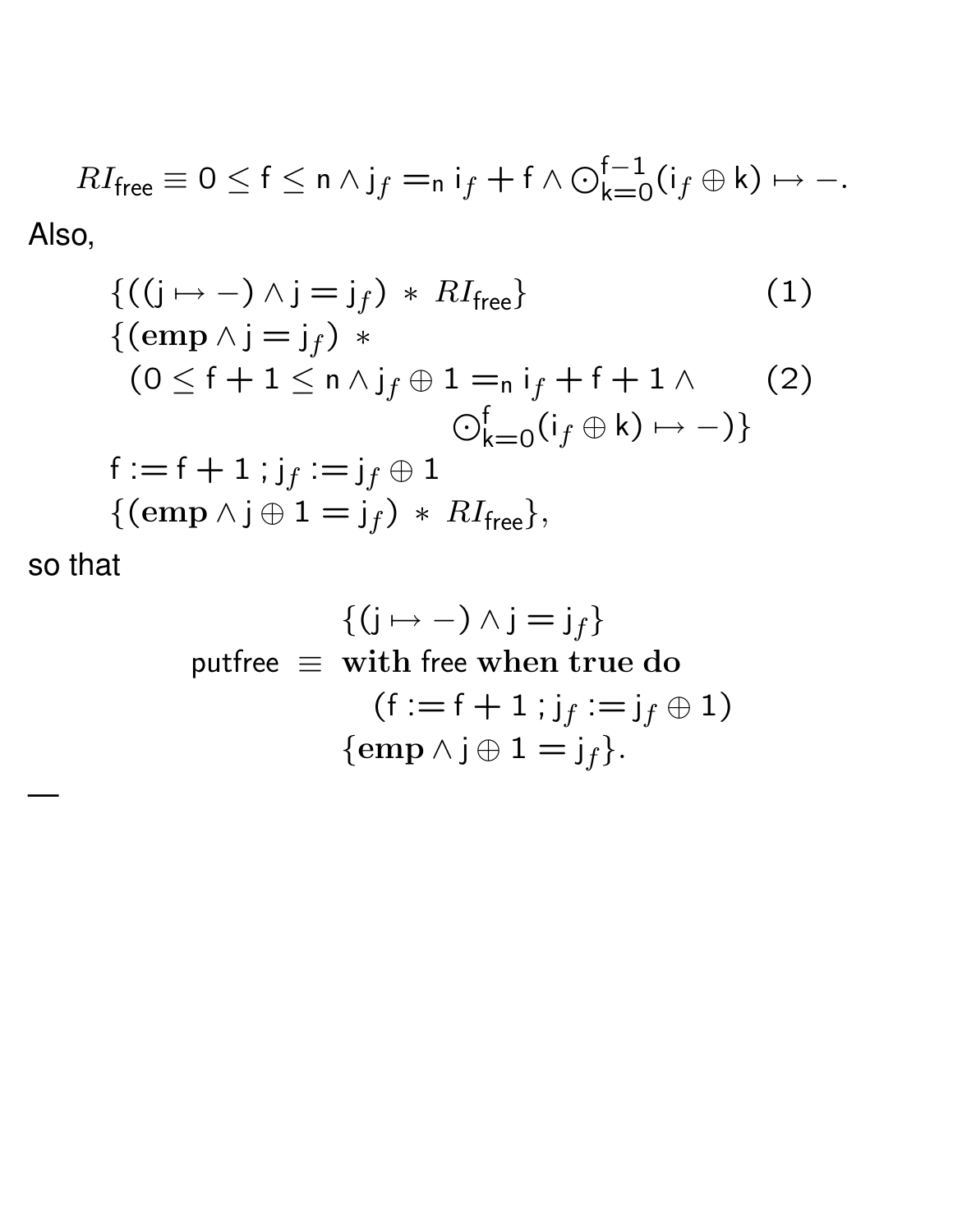$$RI_{\mathsf{free}} \equiv 0 \leq \mathsf{f} \leq \mathsf{n} \wedge \mathsf{j}_f =_{\mathsf{n}} \mathsf{i}_f + \mathsf{f} \wedge \bigodot_{\mathsf{k}=0}^{\mathsf{f}-1} (\mathsf{i}_f \oplus \mathsf{k}) \mapsto -.$$

Also,

$$\begin{array}{ll}
\{((\mathsf{j} \mapsto -) \wedge \mathsf{j} = \mathsf{j}_f) \ * \ RI_{\mathsf{free}}\} & (1) \\
\{(\mathbf{emp} \wedge \mathsf{j} = \mathsf{j}_f) \ * & \\
\quad (0 \leq \mathsf{f} + 1 \leq \mathsf{n} \wedge \mathsf{j}_f \oplus 1 =_{\mathsf{n}} \mathsf{i}_f + \mathsf{f} + 1 \wedge & (2) \\
\qquad\qquad\qquad\qquad \bigodot_{\mathsf{k}=0}^{\mathsf{f}} (\mathsf{i}_f \oplus \mathsf{k}) \mapsto -)\} & \\
\mathsf{f} := \mathsf{f} + 1 \,;\, \mathsf{j}_f := \mathsf{j}_f \oplus 1 & \\
\{(\mathbf{emp} \wedge \mathsf{j} \oplus 1 = \mathsf{j}_f) \ * \ RI_{\mathsf{free}}\}, &
\end{array}$$

so that

$$\begin{array}{rl}
& \{(\mathsf{j} \mapsto -) \wedge \mathsf{j} = \mathsf{j}_f\} \\
\mathsf{putfree} \ \equiv & \mathbf{with} \ \mathsf{free} \ \mathbf{when} \ \mathbf{true} \ \mathbf{do} \\
& \quad (\mathsf{f} := \mathsf{f} + 1 \,;\, \mathsf{j}_f := \mathsf{j}_f \oplus 1) \\
& \{\mathbf{emp} \wedge \mathsf{j} \oplus 1 = \mathsf{j}_f\}.
\end{array}$$

—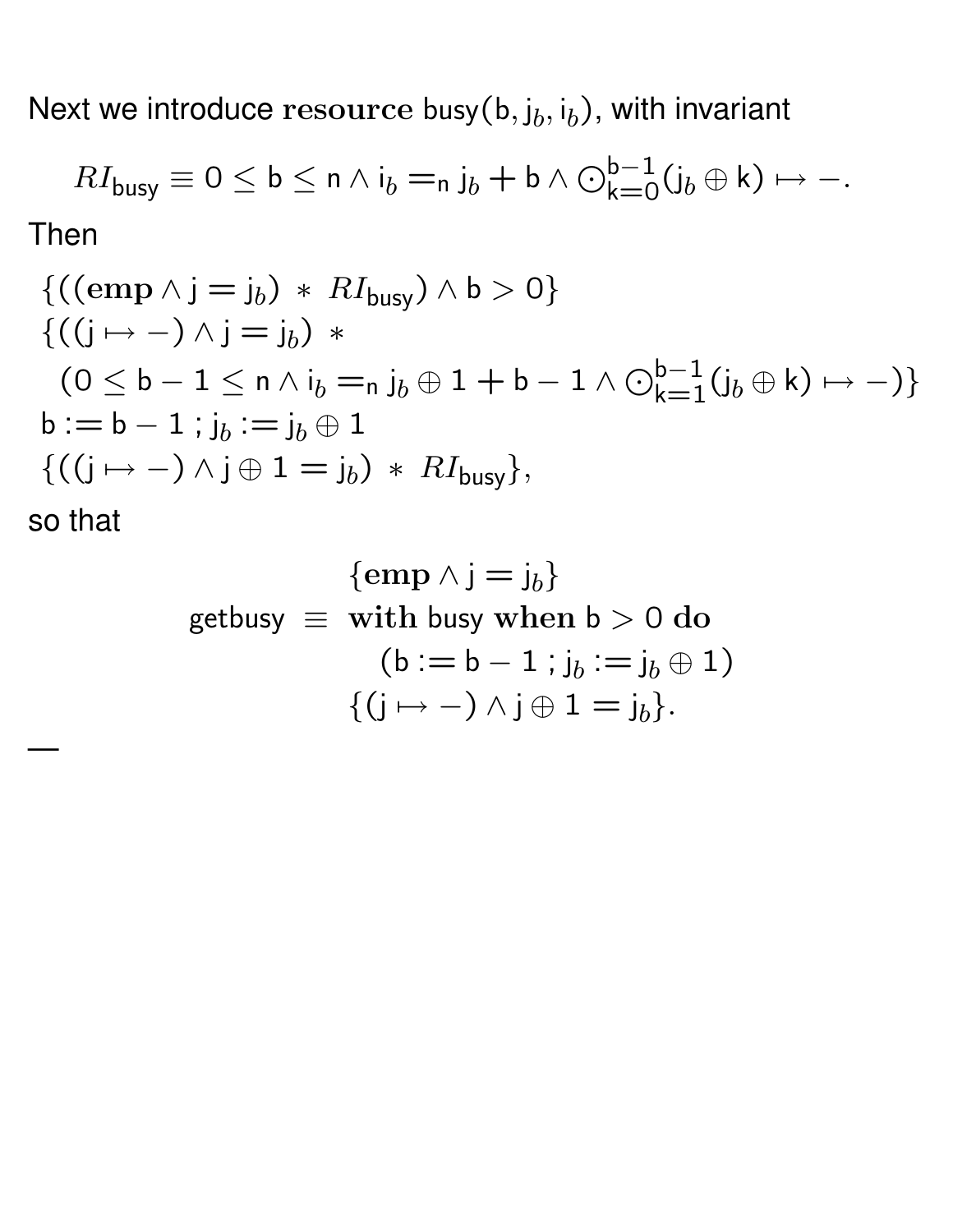Next we introduce **resource** $\mathsf{busy}(\mathsf{b}, \mathsf{j}_b, \mathsf{i}_b)$, with invariant

$$RI_{\mathsf{busy}} \equiv 0 \leq \mathsf{b} \leq \mathsf{n} \wedge \mathsf{i}_b =_{\mathsf{n}} \mathsf{j}_b + \mathsf{b} \wedge \bigodot_{\mathsf{k}=0}^{\mathsf{b}-1} (\mathsf{j}_b \oplus \mathsf{k}) \mapsto -.$$

Then

$$
\begin{array}{l}
\{((\mathbf{emp} \wedge \mathsf{j} = \mathsf{j}_b) \ * \ RI_{\mathsf{busy}}) \wedge \mathsf{b} > 0\} \\
\{((\mathsf{j} \mapsto -) \wedge \mathsf{j} = \mathsf{j}_b) \ * \\
\quad (0 \leq \mathsf{b} - 1 \leq \mathsf{n} \wedge \mathsf{i}_b =_{\mathsf{n}} \mathsf{j}_b \oplus 1 + \mathsf{b} - 1 \wedge \bigodot_{\mathsf{k}=1}^{\mathsf{b}-1} (\mathsf{j}_b \oplus \mathsf{k}) \mapsto -)\} \\
\mathsf{b} := \mathsf{b} - 1 \ ; \mathsf{j}_b := \mathsf{j}_b \oplus 1 \\
\{((\mathsf{j} \mapsto -) \wedge \mathsf{j} \oplus 1 = \mathsf{j}_b) \ * \ RI_{\mathsf{busy}}\},
\end{array}
$$

so that

$$
\begin{array}{rcl}
& & \{\mathbf{emp} \wedge \mathsf{j} = \mathsf{j}_b\} \\
\mathsf{getbusy} & \equiv & \mathbf{with}\ \mathsf{busy}\ \mathbf{when}\ \mathsf{b} > 0\ \mathbf{do} \\
& & \quad (\mathsf{b} := \mathsf{b} - 1 \ ; \mathsf{j}_b := \mathsf{j}_b \oplus 1) \\
& & \{(\mathsf{j} \mapsto -) \wedge \mathsf{j} \oplus 1 = \mathsf{j}_b\}.
\end{array}
$$

—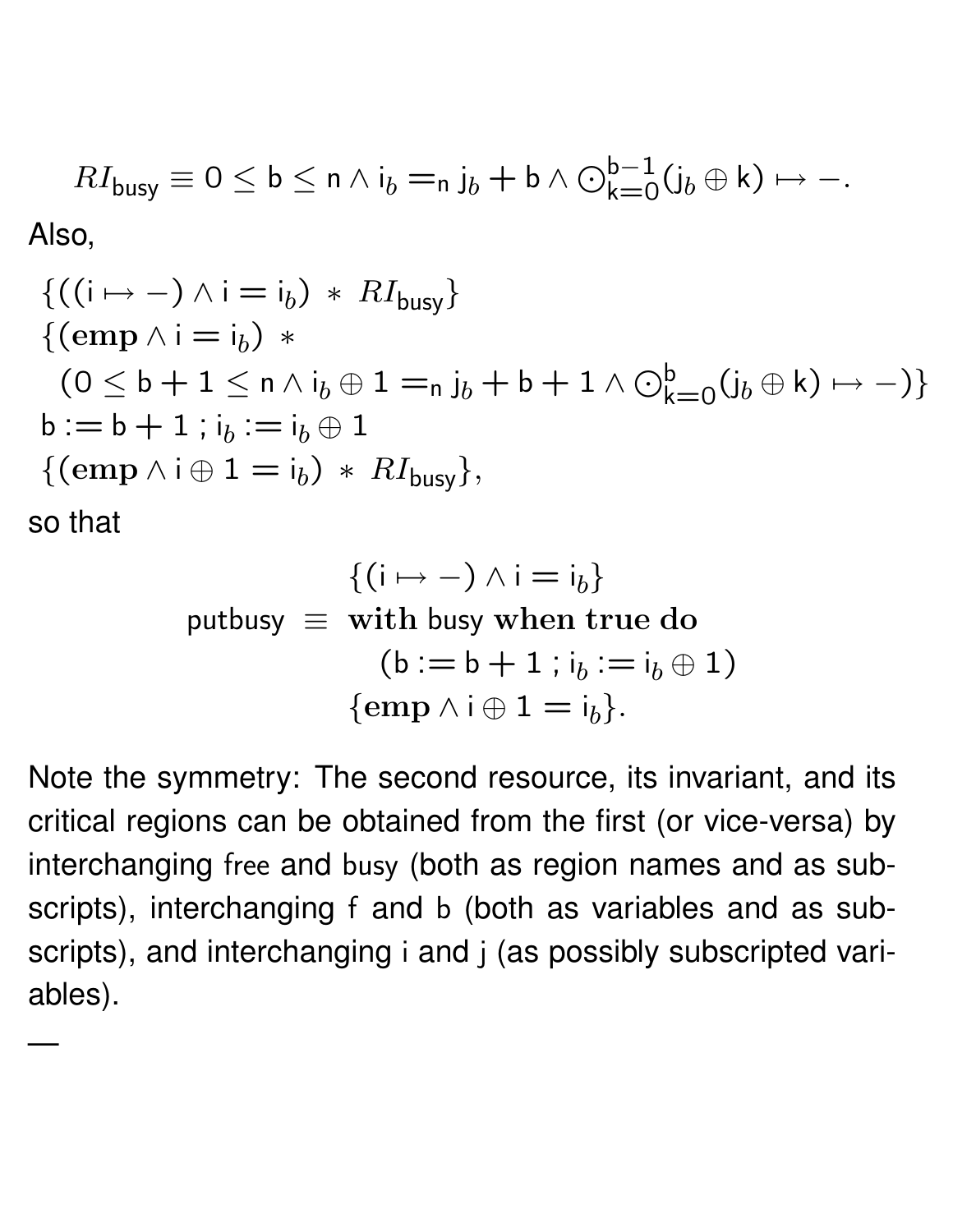$$RI_{\mathsf{busy}} \equiv 0 \leq \mathsf{b} \leq \mathsf{n} \wedge \mathsf{i}_b =_{\mathsf{n}} \mathsf{j}_b + \mathsf{b} \wedge \bigodot_{\mathsf{k}=0}^{\mathsf{b}-1} (\mathsf{j}_b \oplus \mathsf{k}) \mapsto -.$$

Also,

$$
\begin{array}{l}
\{((\mathsf{i} \mapsto -) \wedge \mathsf{i} = \mathsf{i}_b) \ * \ RI_{\mathsf{busy}}\} \\
\{(\mathbf{emp} \wedge \mathsf{i} = \mathsf{i}_b) \ * \\
\quad (0 \leq \mathsf{b} + 1 \leq \mathsf{n} \wedge \mathsf{i}_b \oplus 1 =_{\mathsf{n}} \mathsf{j}_b + \mathsf{b} + 1 \wedge \bigodot_{\mathsf{k}=0}^{\mathsf{b}} (\mathsf{j}_b \oplus \mathsf{k}) \mapsto -)\} \\
\mathsf{b} := \mathsf{b} + 1 \ ; \mathsf{i}_b := \mathsf{i}_b \oplus 1 \\
\{(\mathbf{emp} \wedge \mathsf{i} \oplus 1 = \mathsf{i}_b) \ * \ RI_{\mathsf{busy}}\},
\end{array}
$$

so that

$$
\begin{array}{rl}
& \{(\mathsf{i} \mapsto -) \wedge \mathsf{i} = \mathsf{i}_b\} \\
\mathsf{putbusy} \ \equiv & \mathbf{with} \ \mathsf{busy} \ \mathbf{when\ true\ do} \\
& \quad (\mathsf{b} := \mathsf{b} + 1 \ ; \mathsf{i}_b := \mathsf{i}_b \oplus 1) \\
& \{\mathbf{emp} \wedge \mathsf{i} \oplus 1 = \mathsf{i}_b\}.
\end{array}
$$

Note the symmetry: The second resource, its invariant, and its critical regions can be obtained from the first (or vice-versa) by interchanging free and busy (both as region names and as subscripts), interchanging f and b (both as variables and as subscripts), and interchanging i and j (as possibly subscripted variables).

—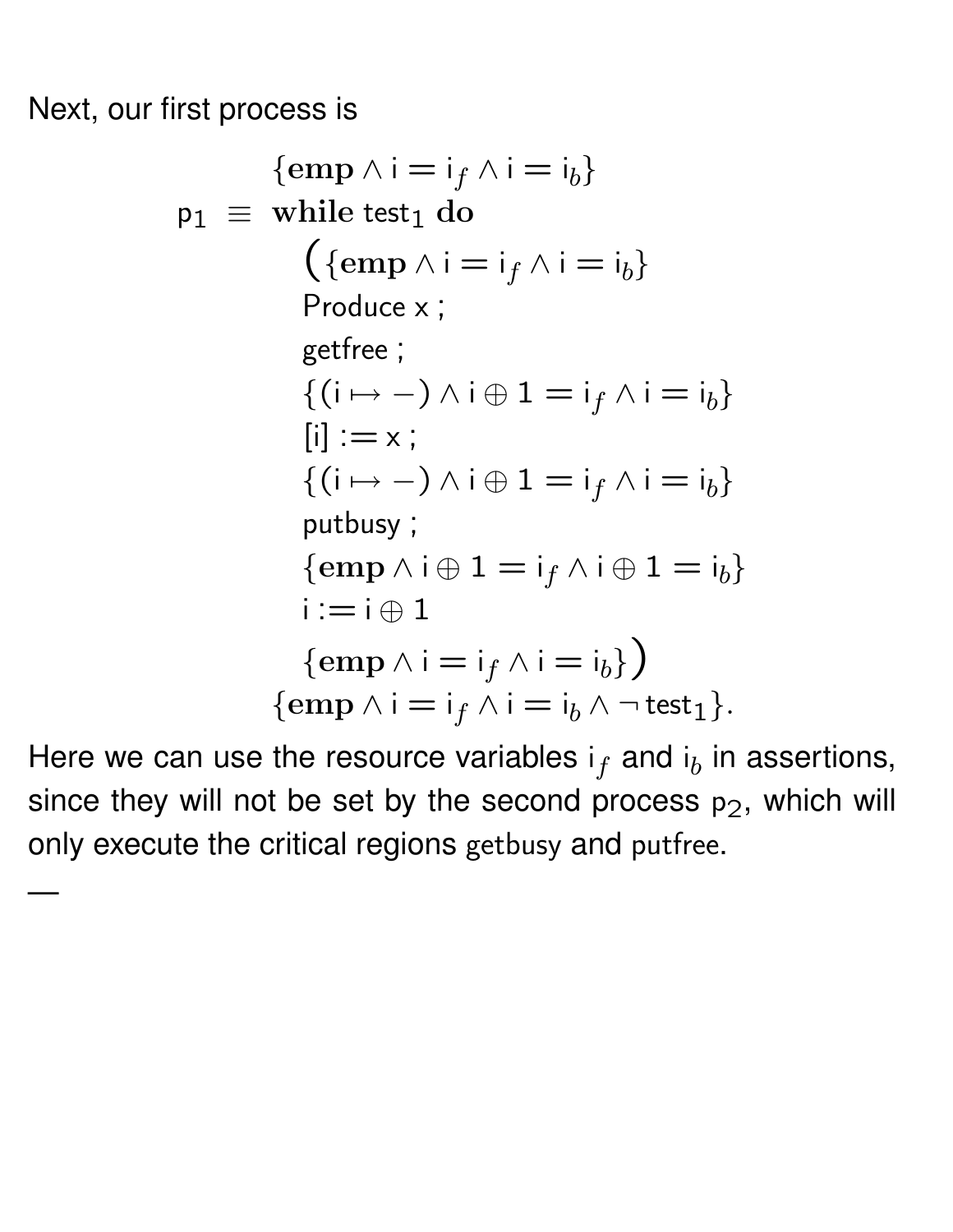Next, our first process is

$$
\begin{array}{ll}
 & \{\mathbf{emp} \wedge \mathsf{i} = \mathsf{i}_f \wedge \mathsf{i} = \mathsf{i}_b\} \\
\mathsf{p}_1 \;\equiv & \mathbf{while}\ \mathsf{test}_1\ \mathbf{do} \\
 & \quad \big(\{\mathbf{emp} \wedge \mathsf{i} = \mathsf{i}_f \wedge \mathsf{i} = \mathsf{i}_b\} \\
 & \quad \mathsf{Produce\ x}\ ; \\
 & \quad \mathsf{getfree}\ ; \\
 & \quad \{(\mathsf{i} \mapsto -) \wedge \mathsf{i} \oplus 1 = \mathsf{i}_f \wedge \mathsf{i} = \mathsf{i}_b\} \\
 & \quad [\mathsf{i}] := \mathsf{x}\ ; \\
 & \quad \{(\mathsf{i} \mapsto -) \wedge \mathsf{i} \oplus 1 = \mathsf{i}_f \wedge \mathsf{i} = \mathsf{i}_b\} \\
 & \quad \mathsf{putbusy}\ ; \\
 & \quad \{\mathbf{emp} \wedge \mathsf{i} \oplus 1 = \mathsf{i}_f \wedge \mathsf{i} \oplus 1 = \mathsf{i}_b\} \\
 & \quad \mathsf{i} := \mathsf{i} \oplus 1 \\
 & \quad \{\mathbf{emp} \wedge \mathsf{i} = \mathsf{i}_f \wedge \mathsf{i} = \mathsf{i}_b\}\big) \\
 & \{\mathbf{emp} \wedge \mathsf{i} = \mathsf{i}_f \wedge \mathsf{i} = \mathsf{i}_b \wedge \neg\, \mathsf{test}_1\}.
\end{array}
$$

Here we can use the resource variables $\mathsf{i}_f$ and $\mathsf{i}_b$ in assertions, since they will not be set by the second process $\mathsf{p}_2$, which will only execute the critical regions getbusy and putfree.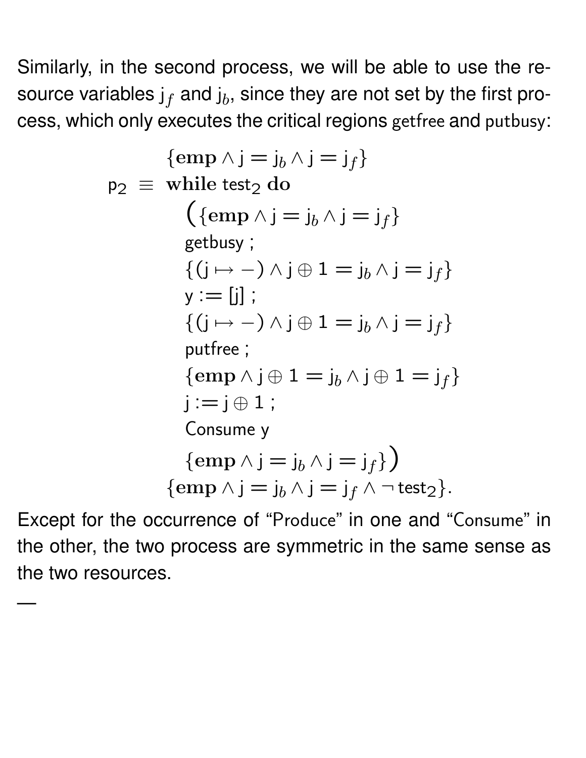Similarly, in the second process, we will be able to use the resource variables $\mathsf{j}_f$ and $\mathsf{j}_b$, since they are not set by the first process, which only executes the critical regions getfree and putbusy:

$$
\begin{array}{rl}
& \{\mathbf{emp} \wedge \mathsf{j} = \mathsf{j}_b \wedge \mathsf{j} = \mathsf{j}_f\} \\
\mathsf{p}_2 \;\equiv & \mathbf{while}\ \mathsf{test}_2\ \mathbf{do} \\
& \quad \big(\{\mathbf{emp} \wedge \mathsf{j} = \mathsf{j}_b \wedge \mathsf{j} = \mathsf{j}_f\} \\
& \quad \mathsf{getbusy}\ ; \\
& \quad \{(\mathsf{j} \mapsto -) \wedge \mathsf{j} \oplus 1 = \mathsf{j}_b \wedge \mathsf{j} = \mathsf{j}_f\} \\
& \quad \mathsf{y} := [\mathsf{j}]\ ; \\
& \quad \{(\mathsf{j} \mapsto -) \wedge \mathsf{j} \oplus 1 = \mathsf{j}_b \wedge \mathsf{j} = \mathsf{j}_f\} \\
& \quad \mathsf{putfree}\ ; \\
& \quad \{\mathbf{emp} \wedge \mathsf{j} \oplus 1 = \mathsf{j}_b \wedge \mathsf{j} \oplus 1 = \mathsf{j}_f\} \\
& \quad \mathsf{j} := \mathsf{j} \oplus 1\ ; \\
& \quad \mathsf{Consume\ y} \\
& \quad \{\mathbf{emp} \wedge \mathsf{j} = \mathsf{j}_b \wedge \mathsf{j} = \mathsf{j}_f\}\big) \\
& \{\mathbf{emp} \wedge \mathsf{j} = \mathsf{j}_b \wedge \mathsf{j} = \mathsf{j}_f \wedge \neg\, \mathsf{test}_2\}.
\end{array}
$$

Except for the occurrence of "Produce" in one and "Consume" in the other, the two process are symmetric in the same sense as the two resources.

—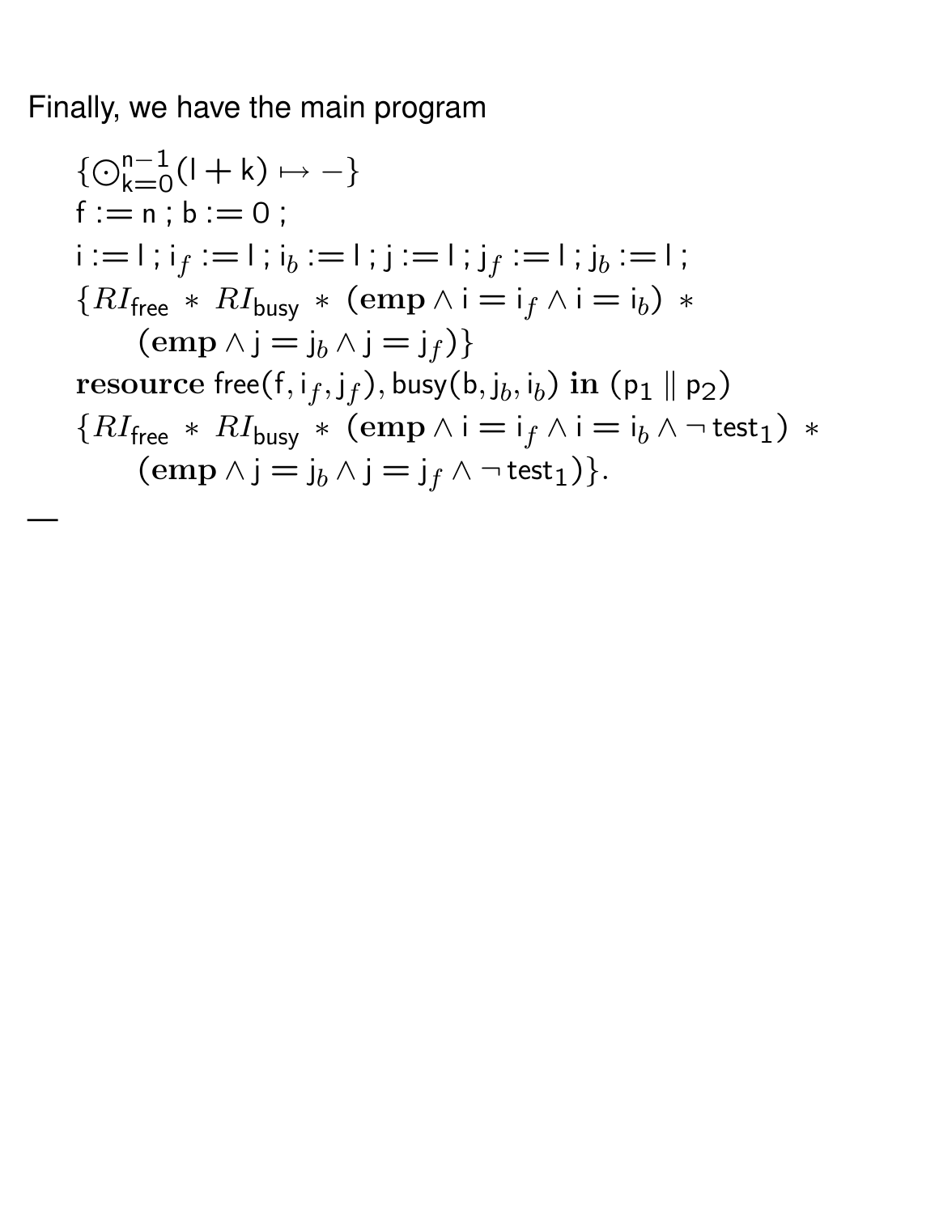Finally, we have the main program

$$\{\bigodot_{\mathsf{k}=0}^{\mathsf{n}-1}(\mathsf{l}+\mathsf{k}) \mapsto -\}$$
$$\mathsf{f} := \mathsf{n}\,;\, \mathsf{b} := 0\,;$$
$$\mathsf{i} := \mathsf{l}\,;\, \mathsf{i}_f := \mathsf{l}\,;\, \mathsf{i}_b := \mathsf{l}\,;\, \mathsf{j} := \mathsf{l}\,;\, \mathsf{j}_f := \mathsf{l}\,;\, \mathsf{j}_b := \mathsf{l}\,;$$
$$\{RI_{\mathsf{free}} \,*\, RI_{\mathsf{busy}} \,*\, (\mathbf{emp} \wedge \mathsf{i} = \mathsf{i}_f \wedge \mathsf{i} = \mathsf{i}_b) \,*$$
$$\quad (\mathbf{emp} \wedge \mathsf{j} = \mathsf{j}_b \wedge \mathsf{j} = \mathsf{j}_f)\}$$
$$\mathbf{resource}\ \mathsf{free}(\mathsf{f}, \mathsf{i}_f, \mathsf{j}_f), \mathsf{busy}(\mathsf{b}, \mathsf{j}_b, \mathsf{i}_b)\ \mathbf{in}\ (\mathsf{p}_1 \parallel \mathsf{p}_2)$$
$$\{RI_{\mathsf{free}} \,*\, RI_{\mathsf{busy}} \,*\, (\mathbf{emp} \wedge \mathsf{i} = \mathsf{i}_f \wedge \mathsf{i} = \mathsf{i}_b \wedge \neg\, \mathsf{test}_1) \,*$$
$$\quad (\mathbf{emp} \wedge \mathsf{j} = \mathsf{j}_b \wedge \mathsf{j} = \mathsf{j}_f \wedge \neg\, \mathsf{test}_1)\}.$$

—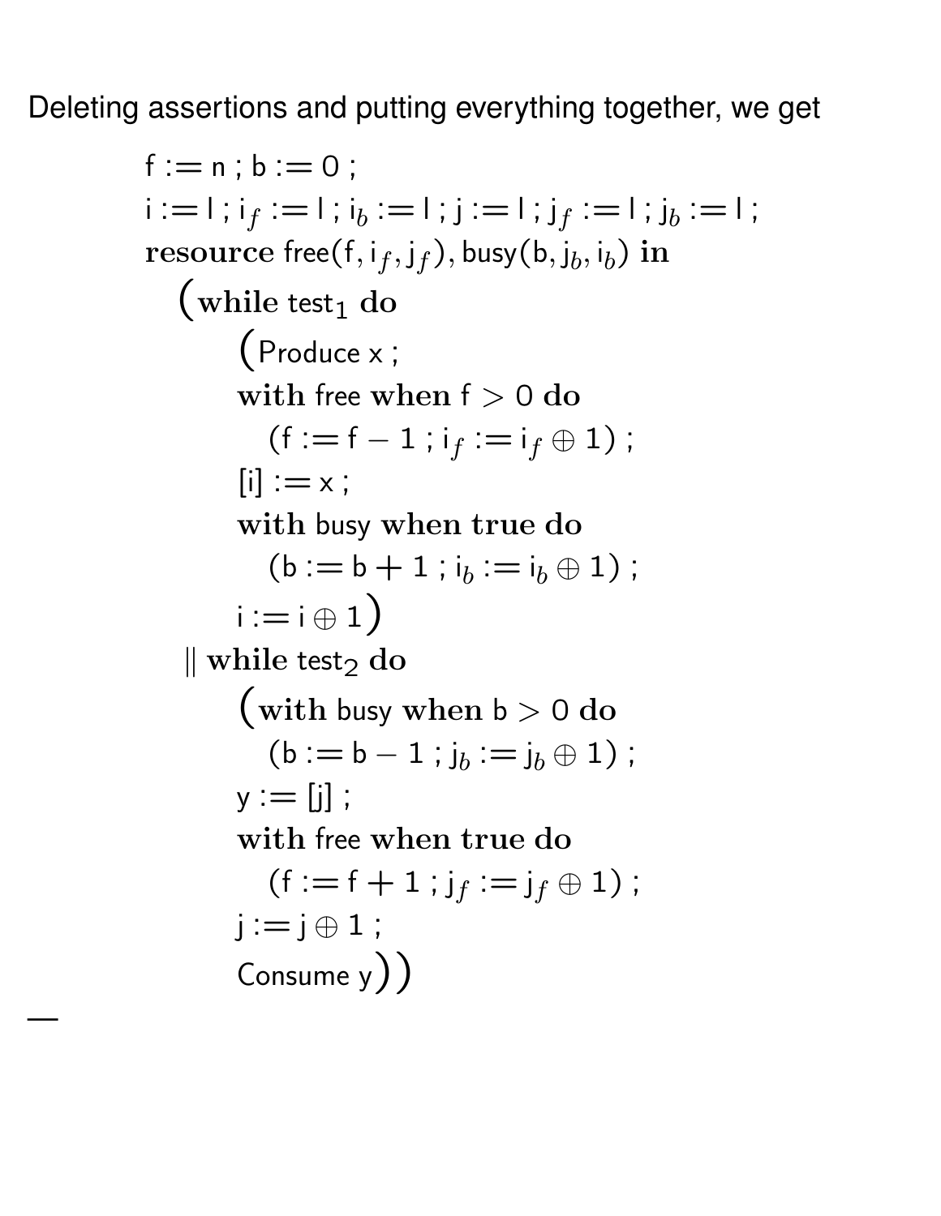Deleting assertions and putting everything together, we get

```
f := n ; b := 0 ;
i := l ; i_f := l ; i_b := l ; j := l ; j_f := l ; j_b := l ;
resource free(f, i_f, j_f), busy(b, j_b, i_b) in
  (while test_1 do
      (Produce x ;
      with free when f > 0 do
         (f := f − 1 ; i_f := i_f ⊕ 1) ;
      [i] := x ;
      with busy when true do
         (b := b + 1 ; i_b := i_b ⊕ 1) ;
      i := i ⊕ 1)
   || while test_2 do
      (with busy when b > 0 do
         (b := b − 1 ; j_b := j_b ⊕ 1) ;
      y := [j] ;
      with free when true do
         (f := f + 1 ; j_f := j_f ⊕ 1) ;
      j := j ⊕ 1 ;
      Consume y))
```

—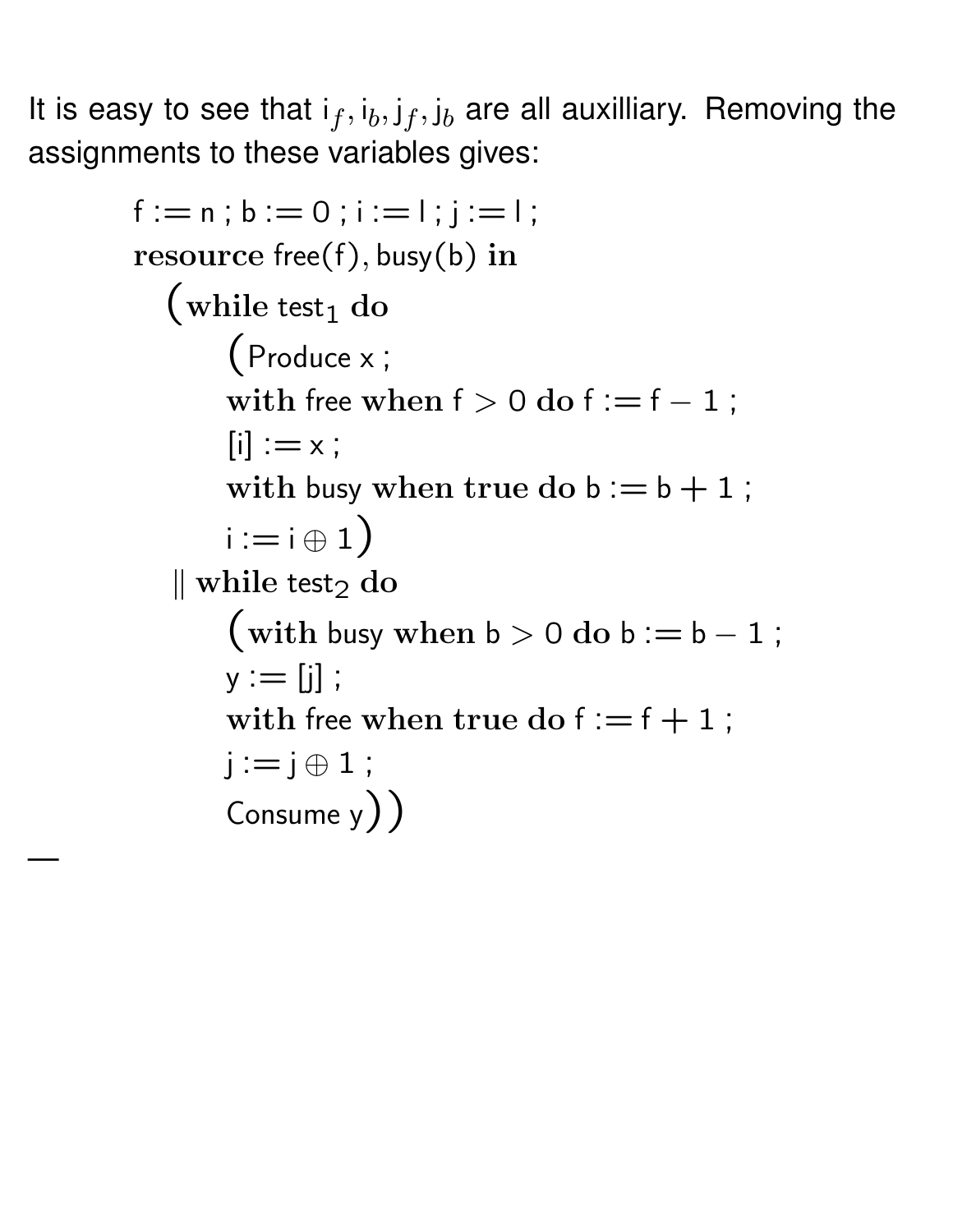It is easy to see that $i_f, i_b, j_f, j_b$ are all auxilliary. Removing the assignments to these variables gives:

```
f := n ; b := 0 ; i := l ; j := l ;
resource free(f), busy(b) in
  (while test₁ do
      (Produce x ;
      with free when f > 0 do f := f − 1 ;
      [i] := x ;
      with busy when true do b := b + 1 ;
      i := i ⊕ 1)
  || while test₂ do
      (with busy when b > 0 do b := b − 1 ;
      y := [j] ;
      with free when true do f := f + 1 ;
      j := j ⊕ 1 ;
      Consume y))
```

—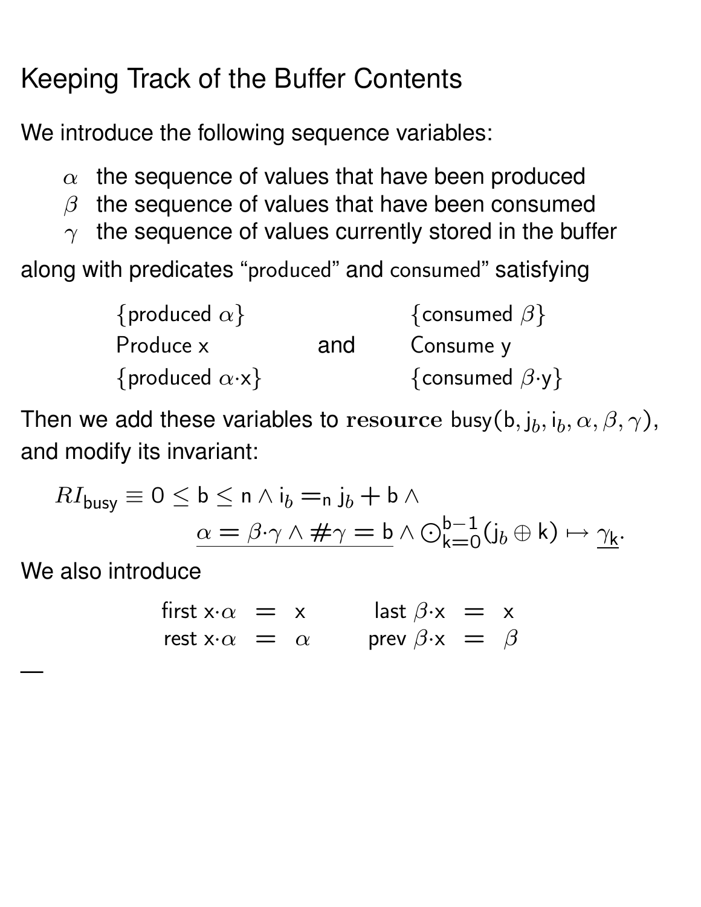# Keeping Track of the Buffer Contents

We introduce the following sequence variables:

- $\alpha$ the sequence of values that have been produced
- $\beta$ the sequence of values that have been consumed
- $\gamma$ the sequence of values currently stored in the buffer

along with predicates "produced" and consumed" satisfying

$$\begin{array}{lcl} \{\mathsf{produced}\ \alpha\} & & \{\mathsf{consumed}\ \beta\} \\ \mathsf{Produce\ x} & \text{and} & \mathsf{Consume\ y} \\ \{\mathsf{produced}\ \alpha{\cdot}\mathsf{x}\} & & \{\mathsf{consumed}\ \beta{\cdot}\mathsf{y}\} \end{array}$$

Then we add these variables to $\textbf{resource}\ \mathsf{busy}(\mathsf{b}, \mathsf{j}_b, \mathsf{i}_b, \alpha, \beta, \gamma)$, and modify its invariant:

$$RI_{\mathsf{busy}} \equiv 0 \leq \mathsf{b} \leq \mathsf{n} \wedge \mathsf{i}_b =_{\mathsf{n}} \mathsf{j}_b + \mathsf{b} \wedge \\ \underline{\alpha = \beta{\cdot}\gamma \wedge \#\gamma = \mathsf{b}} \wedge \bigodot_{\mathsf{k}=0}^{\mathsf{b}-1} (\mathsf{j}_b \oplus \mathsf{k}) \mapsto \underline{\gamma_{\mathsf{k}}}.$$

We also introduce

$$\begin{array}{rclcrcl} \mathsf{first}\ \mathsf{x}{\cdot}\alpha & = & \mathsf{x} & \qquad & \mathsf{last}\ \beta{\cdot}\mathsf{x} & = & \mathsf{x} \\ \mathsf{rest}\ \mathsf{x}{\cdot}\alpha & = & \alpha & \qquad & \mathsf{prev}\ \beta{\cdot}\mathsf{x} & = & \beta \end{array}$$

—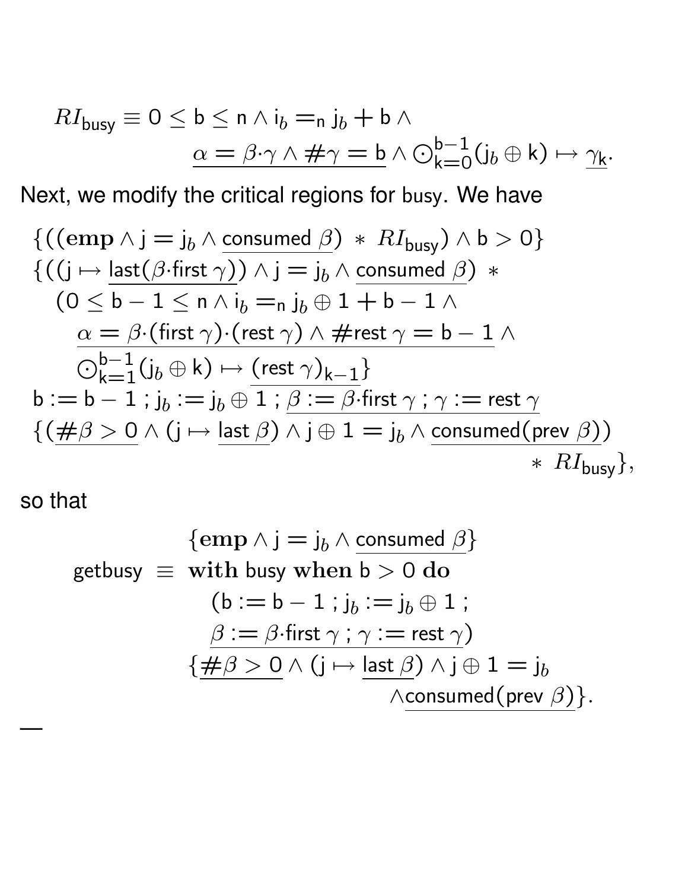$$RI_{\mathsf{busy}} \equiv 0 \le \mathsf{b} \le \mathsf{n} \wedge \mathsf{i}_b =_{\mathsf{n}} \mathsf{j}_b + \mathsf{b} \wedge \underline{\alpha = \beta{\cdot}\gamma \wedge \#\gamma = \mathsf{b}} \wedge \bigodot_{\mathsf{k}=0}^{\mathsf{b}-1} (\mathsf{j}_b \oplus \mathsf{k}) \mapsto \underline{\gamma_{\mathsf{k}}}.$$

Next, we modify the critical regions for busy. We have

$$
\begin{array}{l}
\{((\mathbf{emp} \wedge \mathsf{j} = \mathsf{j}_b \wedge \underline{\mathsf{consumed}\ \beta}) \ * \ RI_{\mathsf{busy}}) \wedge \mathsf{b} > 0\} \\
\{((\mathsf{j} \mapsto \underline{\mathsf{last}(\beta{\cdot}\mathsf{first}\ \gamma)}) \wedge \mathsf{j} = \mathsf{j}_b \wedge \underline{\mathsf{consumed}\ \beta}) \ * \\
\quad (0 \le \mathsf{b} - 1 \le \mathsf{n} \wedge \mathsf{i}_b =_{\mathsf{n}} \mathsf{j}_b \oplus 1 + \mathsf{b} - 1 \wedge \\
\quad\quad \underline{\alpha = \beta{\cdot}(\mathsf{first}\ \gamma){\cdot}(\mathsf{rest}\ \gamma) \wedge \#\mathsf{rest}\ \gamma = \mathsf{b} - 1} \wedge \\
\quad\quad \bigodot_{\mathsf{k}=1}^{\mathsf{b}-1} (\mathsf{j}_b \oplus \mathsf{k}) \mapsto \underline{(\mathsf{rest}\ \gamma)_{\mathsf{k}-1}}\} \\
\mathsf{b} := \mathsf{b} - 1 \ ; \mathsf{j}_b := \mathsf{j}_b \oplus 1 \ ; \underline{\beta := \beta{\cdot}\mathsf{first}\ \gamma \ ; \gamma := \mathsf{rest}\ \gamma} \\
\{(\underline{\#\beta > 0} \wedge (\mathsf{j} \mapsto \underline{\mathsf{last}\ \beta}) \wedge \mathsf{j} \oplus 1 = \mathsf{j}_b \wedge \underline{\mathsf{consumed}(\mathsf{prev}\ \beta)}) \\
\hfill * \ RI_{\mathsf{busy}}\},
\end{array}
$$

so that

$$
\begin{array}{rcl}
& & \{\mathbf{emp} \wedge \mathsf{j} = \mathsf{j}_b \wedge \underline{\mathsf{consumed}\ \beta}\} \\
\mathsf{getbusy} & \equiv & \mathbf{with}\ \mathsf{busy}\ \mathbf{when}\ \mathsf{b} > 0\ \mathbf{do} \\
& & \quad (\mathsf{b} := \mathsf{b} - 1 \ ; \mathsf{j}_b := \mathsf{j}_b \oplus 1 \ ; \\
& & \quad \underline{\beta := \beta{\cdot}\mathsf{first}\ \gamma \ ; \gamma := \mathsf{rest}\ \gamma}) \\
& & \{\underline{\#\beta > 0} \wedge (\mathsf{j} \mapsto \underline{\mathsf{last}\ \beta}) \wedge \mathsf{j} \oplus 1 = \mathsf{j}_b \\
& & \quad \wedge \underline{\mathsf{consumed}(\mathsf{prev}\ \beta)}\}.
\end{array}
$$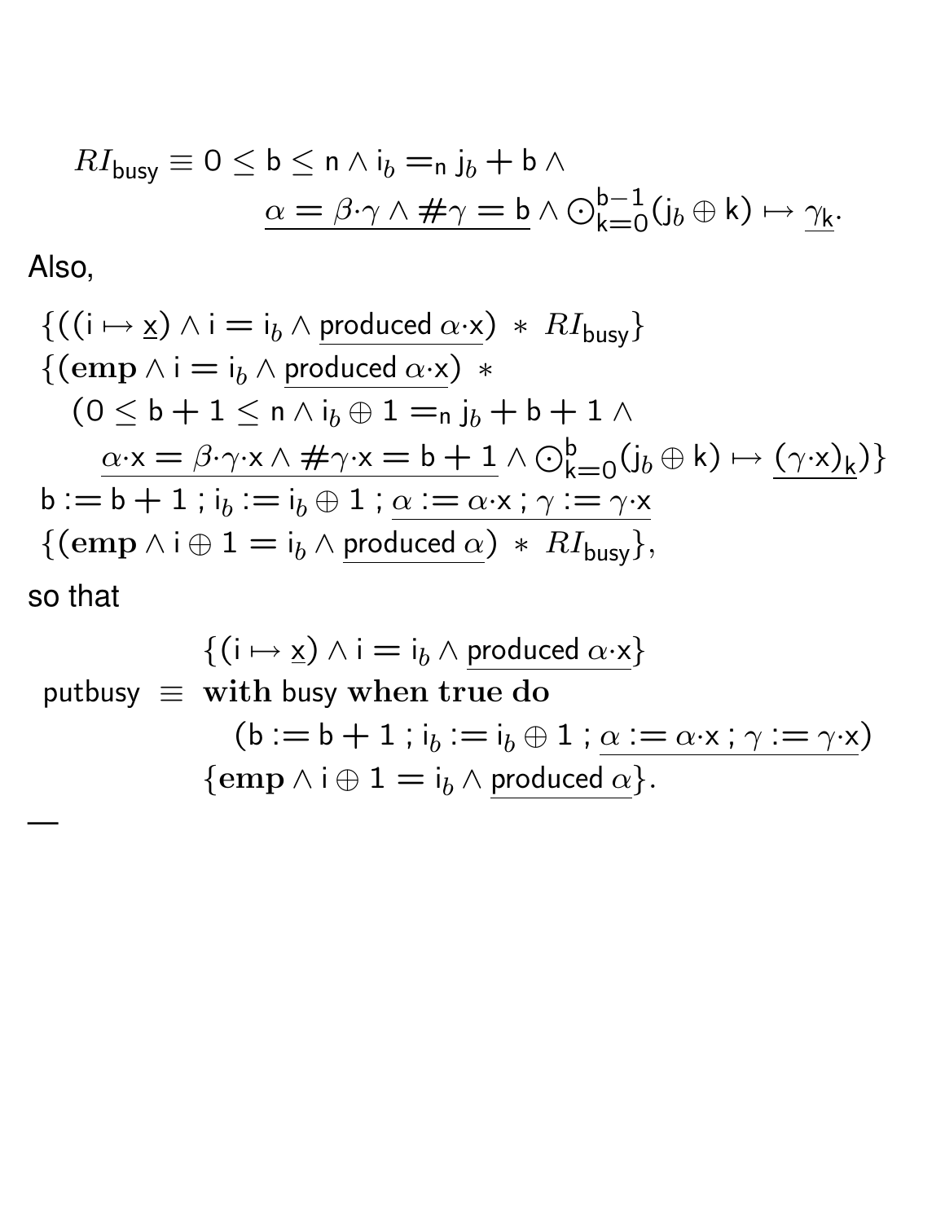$$RI_{\mathsf{busy}} \equiv 0 \le \mathsf{b} \le \mathsf{n} \land \mathsf{i}_b =_{\mathsf{n}} \mathsf{j}_b + \mathsf{b} \land \underline{\alpha = \beta{\cdot}\gamma \land \#\gamma = \mathsf{b}} \land \bigodot_{\mathsf{k}=0}^{\mathsf{b}-1} (\mathsf{j}_b \oplus \mathsf{k}) \mapsto \underline{\gamma_{\mathsf{k}}}.$$

Also,

$$\begin{array}{l}
\{((\mathsf{i} \mapsto \underline{\mathsf{x}}) \land \mathsf{i} = \mathsf{i}_b \land \underline{\mathsf{produced}\ \alpha{\cdot}\mathsf{x}}) \ * \ RI_{\mathsf{busy}}\} \\
\{(\mathbf{emp} \land \mathsf{i} = \mathsf{i}_b \land \underline{\mathsf{produced}\ \alpha{\cdot}\mathsf{x}}) \ * \\
\quad (0 \le \mathsf{b} + 1 \le \mathsf{n} \land \mathsf{i}_b \oplus 1 =_{\mathsf{n}} \mathsf{j}_b + \mathsf{b} + 1 \land \\
\qquad \underline{\alpha{\cdot}\mathsf{x} = \beta{\cdot}\gamma{\cdot}\mathsf{x} \land \#\gamma{\cdot}\mathsf{x} = \mathsf{b} + 1} \land \bigodot_{\mathsf{k}=0}^{\mathsf{b}} (\mathsf{j}_b \oplus \mathsf{k}) \mapsto \underline{(\gamma{\cdot}\mathsf{x})_{\mathsf{k}}})\} \\
\mathsf{b} := \mathsf{b} + 1 \,;\, \mathsf{i}_b := \mathsf{i}_b \oplus 1 \,;\, \underline{\alpha := \alpha{\cdot}\mathsf{x} \,;\, \gamma := \gamma{\cdot}\mathsf{x}} \\
\{(\mathbf{emp} \land \mathsf{i} \oplus 1 = \mathsf{i}_b \land \underline{\mathsf{produced}\ \alpha}) \ * \ RI_{\mathsf{busy}}\},
\end{array}$$

so that

$$\begin{array}{rl}
& \{(\mathsf{i} \mapsto \underline{\mathsf{x}}) \land \mathsf{i} = \mathsf{i}_b \land \underline{\mathsf{produced}\ \alpha{\cdot}\mathsf{x}}\} \\
\mathsf{putbusy} \ \equiv & \mathbf{with}\ \mathsf{busy}\ \mathbf{when}\ \mathbf{true}\ \mathbf{do} \\
& \quad (\mathsf{b} := \mathsf{b} + 1 \,;\, \mathsf{i}_b := \mathsf{i}_b \oplus 1 \,;\, \underline{\alpha := \alpha{\cdot}\mathsf{x} \,;\, \gamma := \gamma{\cdot}\mathsf{x}}) \\
& \{\mathbf{emp} \land \mathsf{i} \oplus 1 = \mathsf{i}_b \land \underline{\mathsf{produced}\ \alpha}\}.
\end{array}$$

—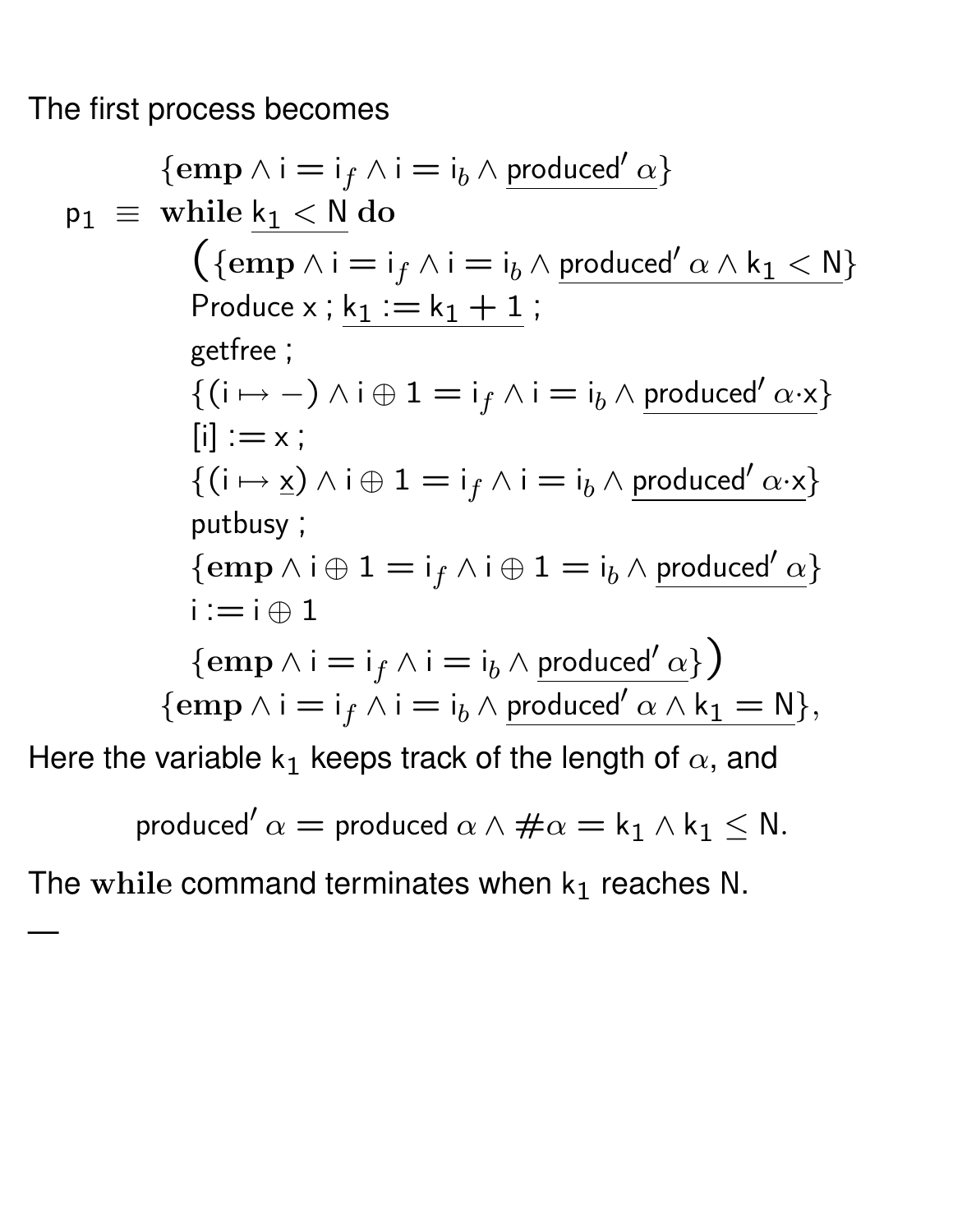The first process becomes

$$
\begin{array}{rl}
& \{\mathbf{emp} \wedge \mathsf{i} = \mathsf{i}_f \wedge \mathsf{i} = \mathsf{i}_b \wedge \underline{\mathsf{produced}'\ \alpha}\} \\
\mathsf{p}_1 \ \equiv & \mathbf{while}\ \underline{\mathsf{k}_1 < \mathsf{N}}\ \mathbf{do} \\
& \quad \big(\{\mathbf{emp} \wedge \mathsf{i} = \mathsf{i}_f \wedge \mathsf{i} = \mathsf{i}_b \wedge \underline{\mathsf{produced}'\ \alpha \wedge \mathsf{k}_1 < \mathsf{N}}\} \\
& \quad \mathsf{Produce\ x}\ ;\ \underline{\mathsf{k}_1 := \mathsf{k}_1 + 1}\ ; \\
& \quad \mathsf{getfree}\ ; \\
& \quad \{(\mathsf{i} \mapsto -) \wedge \mathsf{i} \oplus 1 = \mathsf{i}_f \wedge \mathsf{i} = \mathsf{i}_b \wedge \underline{\mathsf{produced}'\ \alpha{\cdot}\mathsf{x}}\} \\
& \quad [\mathsf{i}] := \mathsf{x}\ ; \\
& \quad \{(\mathsf{i} \mapsto \underline{\mathsf{x}}) \wedge \mathsf{i} \oplus 1 = \mathsf{i}_f \wedge \mathsf{i} = \mathsf{i}_b \wedge \underline{\mathsf{produced}'\ \alpha{\cdot}\mathsf{x}}\} \\
& \quad \mathsf{putbusy}\ ; \\
& \quad \{\mathbf{emp} \wedge \mathsf{i} \oplus 1 = \mathsf{i}_f \wedge \mathsf{i} \oplus 1 = \mathsf{i}_b \wedge \underline{\mathsf{produced}'\ \alpha}\} \\
& \quad \mathsf{i} := \mathsf{i} \oplus 1 \\
& \quad \{\mathbf{emp} \wedge \mathsf{i} = \mathsf{i}_f \wedge \mathsf{i} = \mathsf{i}_b \wedge \underline{\mathsf{produced}'\ \alpha}\}\big) \\
& \{\mathbf{emp} \wedge \mathsf{i} = \mathsf{i}_f \wedge \mathsf{i} = \mathsf{i}_b \wedge \underline{\mathsf{produced}'\ \alpha \wedge \mathsf{k}_1 = \mathsf{N}}\},
\end{array}
$$

Here the variable $\mathsf{k}_1$ keeps track of the length of $\alpha$, and

$$\mathsf{produced}'\ \alpha = \mathsf{produced}\ \alpha \wedge \#\alpha = \mathsf{k}_1 \wedge \mathsf{k}_1 \leq \mathsf{N}.$$

The **while** command terminates when $\mathsf{k}_1$ reaches $\mathsf{N}$.

—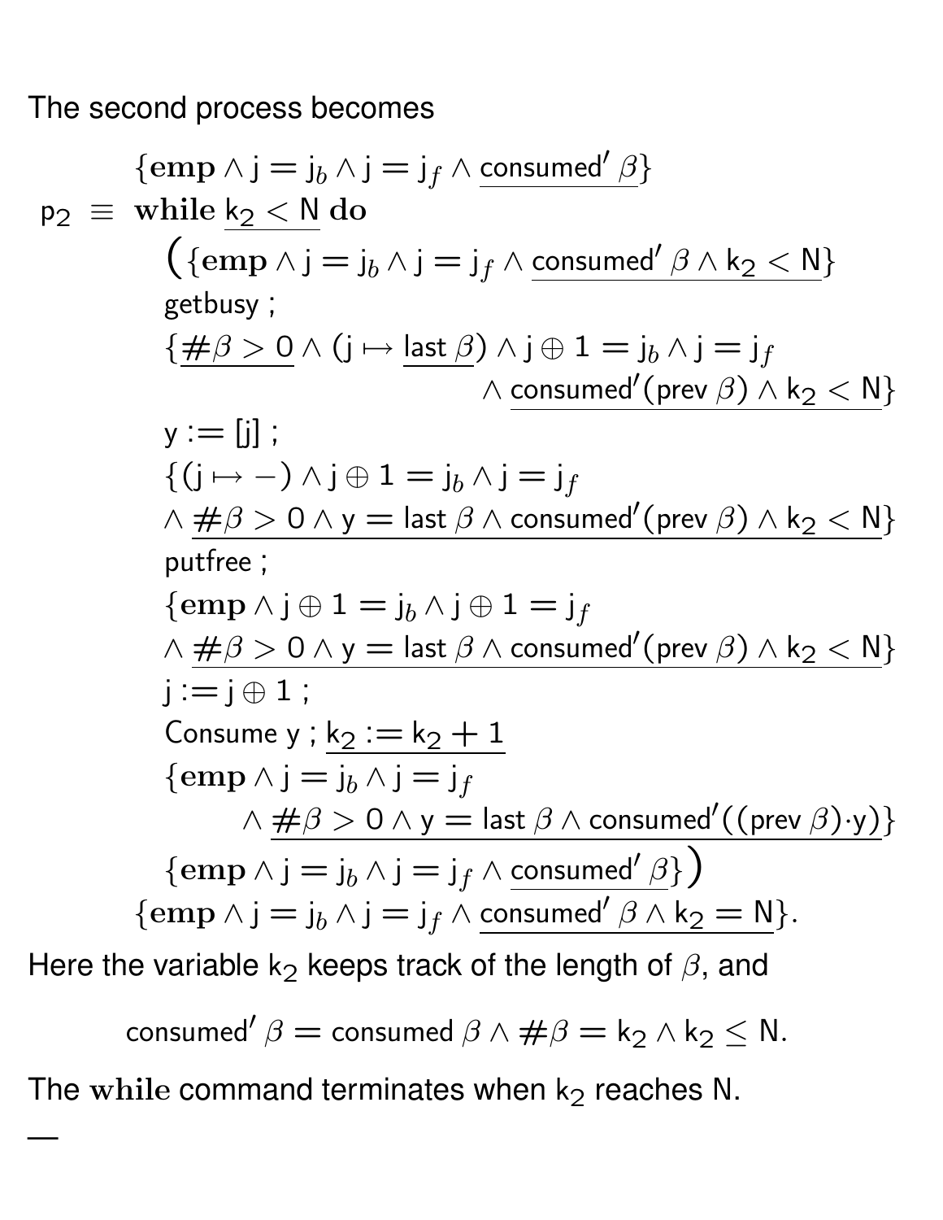The second process becomes

$$
\begin{array}{ll}
& \{\mathbf{emp} \wedge \mathsf{j} = \mathsf{j}_b \wedge \mathsf{j} = \mathsf{j}_f \wedge \underline{\mathsf{consumed}'\,\beta}\} \\
\mathsf{p}_2 \equiv & \mathbf{while}\ \underline{\mathsf{k}_2 < \mathsf{N}}\ \mathbf{do} \\
& \quad \big(\{\mathbf{emp} \wedge \mathsf{j} = \mathsf{j}_b \wedge \mathsf{j} = \mathsf{j}_f \wedge \underline{\mathsf{consumed}'\,\beta \wedge \mathsf{k}_2 < \mathsf{N}}\} \\
& \quad \mathsf{getbusy}\ ; \\
& \quad \{\underline{\#\beta > 0} \wedge (\mathsf{j} \mapsto \underline{\mathsf{last}\,\beta}) \wedge \mathsf{j} \oplus 1 = \mathsf{j}_b \wedge \mathsf{j} = \mathsf{j}_f \\
& \qquad\qquad\qquad\qquad \wedge\ \underline{\mathsf{consumed}'(\mathsf{prev}\,\beta) \wedge \mathsf{k}_2 < \mathsf{N}}\} \\
& \quad \mathsf{y} := [\mathsf{j}]\ ; \\
& \quad \{(\mathsf{j} \mapsto -) \wedge \mathsf{j} \oplus 1 = \mathsf{j}_b \wedge \mathsf{j} = \mathsf{j}_f \\
& \quad \wedge\ \underline{\#\beta > 0 \wedge \mathsf{y} = \mathsf{last}\,\beta \wedge \mathsf{consumed}'(\mathsf{prev}\,\beta) \wedge \mathsf{k}_2 < \mathsf{N}}\} \\
& \quad \mathsf{putfree}\ ; \\
& \quad \{\mathbf{emp} \wedge \mathsf{j} \oplus 1 = \mathsf{j}_b \wedge \mathsf{j} \oplus 1 = \mathsf{j}_f \\
& \quad \wedge\ \underline{\#\beta > 0 \wedge \mathsf{y} = \mathsf{last}\,\beta \wedge \mathsf{consumed}'(\mathsf{prev}\,\beta) \wedge \mathsf{k}_2 < \mathsf{N}}\} \\
& \quad \mathsf{j} := \mathsf{j} \oplus 1\ ; \\
& \quad \mathsf{Consume}\ \mathsf{y}\ ;\ \underline{\mathsf{k}_2 := \mathsf{k}_2 + 1} \\
& \quad \{\mathbf{emp} \wedge \mathsf{j} = \mathsf{j}_b \wedge \mathsf{j} = \mathsf{j}_f \\
& \qquad\quad \wedge\ \underline{\#\beta > 0 \wedge \mathsf{y} = \mathsf{last}\,\beta \wedge \mathsf{consumed}'((\mathsf{prev}\,\beta)\cdot\mathsf{y})}\} \\
& \quad \{\mathbf{emp} \wedge \mathsf{j} = \mathsf{j}_b \wedge \mathsf{j} = \mathsf{j}_f \wedge \underline{\mathsf{consumed}'\,\beta}\}\big) \\
& \{\mathbf{emp} \wedge \mathsf{j} = \mathsf{j}_b \wedge \mathsf{j} = \mathsf{j}_f \wedge \underline{\mathsf{consumed}'\,\beta \wedge \mathsf{k}_2 = \mathsf{N}}\}.
\end{array}
$$

Here the variable $\mathsf{k}_2$ keeps track of the length of $\beta$, and

$$
\mathsf{consumed}'\,\beta = \mathsf{consumed}\,\beta \wedge \#\beta = \mathsf{k}_2 \wedge \mathsf{k}_2 \le \mathsf{N}.
$$

The **while** command terminates when $\mathsf{k}_2$ reaches N.

—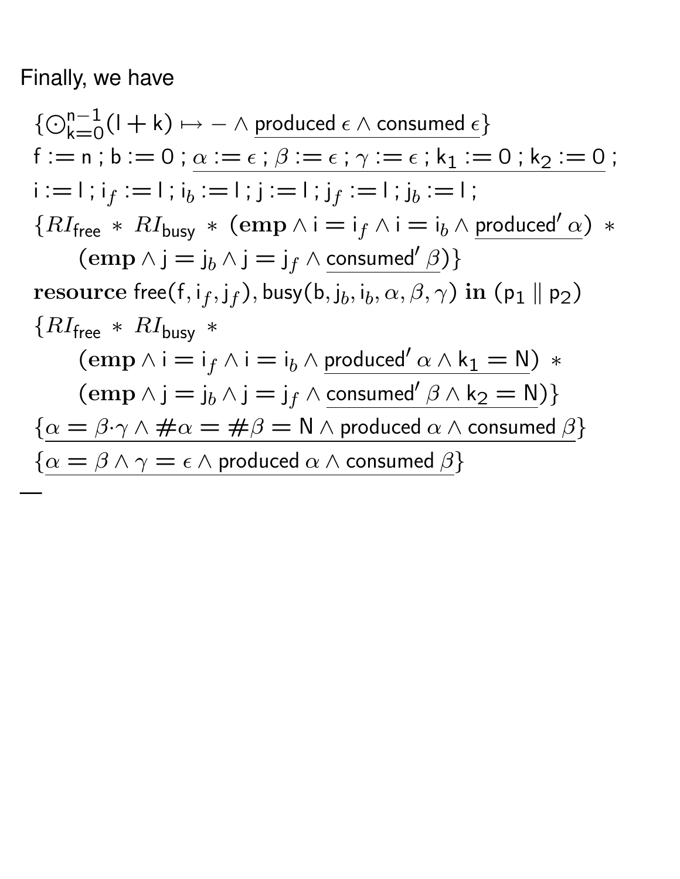Finally, we have

$$\{\bigodot_{k=0}^{n-1}(l+k) \mapsto - \wedge \underline{\mathsf{produced}\ \epsilon \wedge \mathsf{consumed}\ \epsilon}\}$$

$$f := n\ ;\ b := 0\ ;\ \underline{\alpha := \epsilon\ ;\ \beta := \epsilon\ ;\ \gamma := \epsilon\ ;\ k_1 := 0\ ;\ k_2 := 0}\ ;$$

$$i := l\ ;\ i_f := l\ ;\ i_b := l\ ;\ j := l\ ;\ j_f := l\ ;\ j_b := l\ ;$$

$$\{RI_{\mathsf{free}} * RI_{\mathsf{busy}} * (\mathbf{emp} \wedge i = i_f \wedge i = i_b \wedge \underline{\mathsf{produced}'\ \alpha}) *$$
$$\quad (\mathbf{emp} \wedge j = j_b \wedge j = j_f \wedge \underline{\mathsf{consumed}'\ \beta})\}$$

$$\mathbf{resource}\ \mathsf{free}(f, i_f, j_f), \mathsf{busy}(b, j_b, i_b, \alpha, \beta, \gamma)\ \mathbf{in}\ (p_1 \parallel p_2)$$

$$\{RI_{\mathsf{free}} * RI_{\mathsf{busy}} *$$
$$\quad (\mathbf{emp} \wedge i = i_f \wedge i = i_b \wedge \underline{\mathsf{produced}'\ \alpha \wedge k_1 = N}) *$$
$$\quad (\mathbf{emp} \wedge j = j_b \wedge j = j_f \wedge \underline{\mathsf{consumed}'\ \beta \wedge k_2 = N})\}$$

$$\{\underline{\alpha = \beta{\cdot}\gamma \wedge \#\alpha = \#\beta = N \wedge \mathsf{produced}\ \alpha \wedge \mathsf{consumed}\ \beta}\}$$

$$\{\underline{\alpha = \beta \wedge \gamma = \epsilon \wedge \mathsf{produced}\ \alpha \wedge \mathsf{consumed}\ \beta}\}$$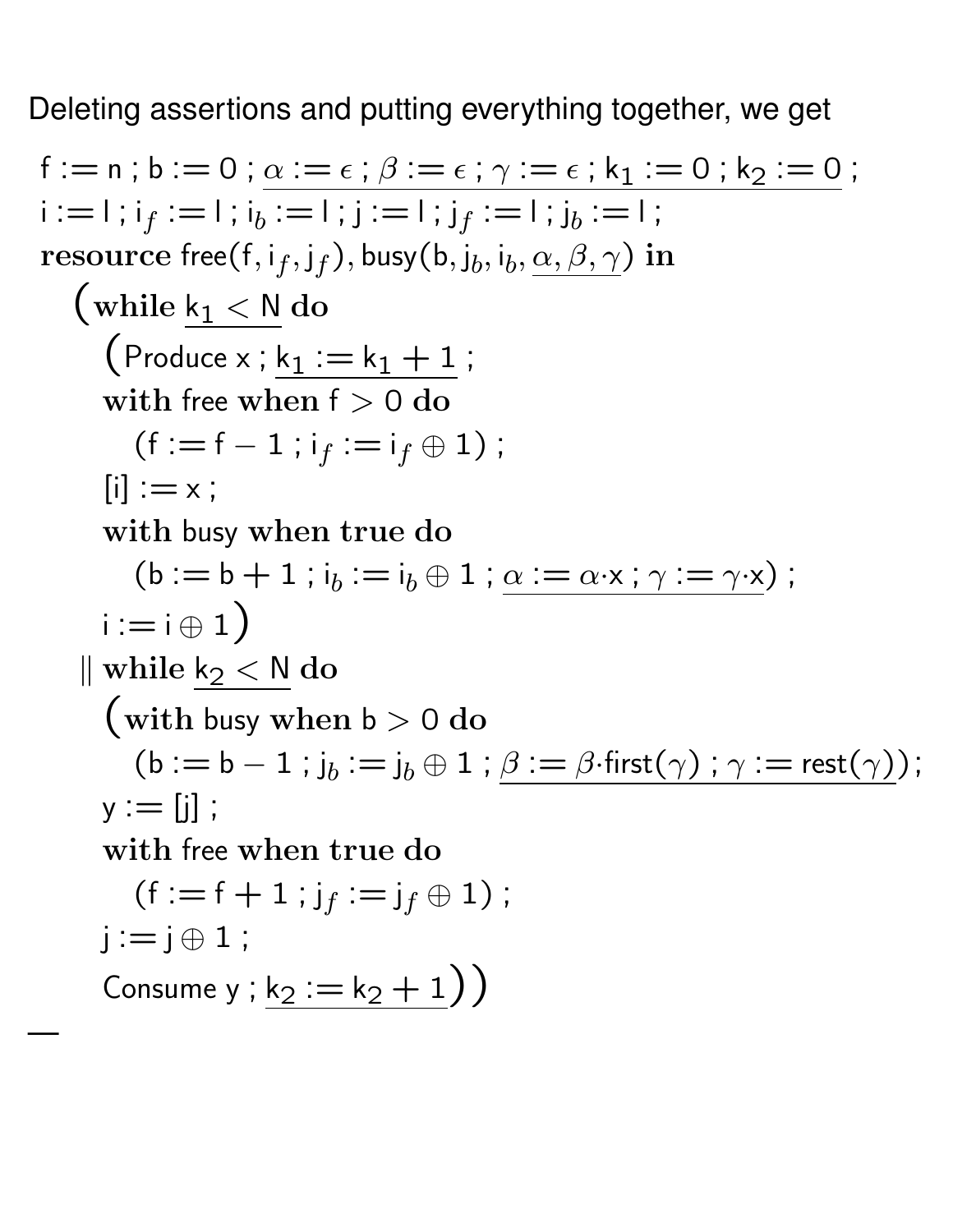Deleting assertions and putting everything together, we get

$$
\begin{array}{l}
\mathsf{f} := \mathsf{n}\ ;\ \mathsf{b} := 0\ ;\ \underline{\alpha := \epsilon\ ;\ \beta := \epsilon\ ;\ \gamma := \epsilon\ ;\ \mathsf{k}_1 := 0\ ;\ \mathsf{k}_2 := 0}\ ; \\
\mathsf{i} := \mathsf{l}\ ;\ \mathsf{i}_f := \mathsf{l}\ ;\ \mathsf{i}_b := \mathsf{l}\ ;\ \mathsf{j} := \mathsf{l}\ ;\ \mathsf{j}_f := \mathsf{l}\ ;\ \mathsf{j}_b := \mathsf{l}\ ; \\
\textbf{resource}\ \mathsf{free}(\mathsf{f}, \mathsf{i}_f, \mathsf{j}_f), \mathsf{busy}(\mathsf{b}, \mathsf{j}_b, \mathsf{i}_b, \underline{\alpha, \beta, \gamma})\ \textbf{in} \\
\quad \big(\textbf{while}\ \underline{\mathsf{k}_1 < \mathsf{N}}\ \textbf{do} \\
\quad\quad \big(\mathsf{Produce\ x}\ ;\ \underline{\mathsf{k}_1 := \mathsf{k}_1 + 1}\ ; \\
\quad\quad \textbf{with}\ \mathsf{free}\ \textbf{when}\ \mathsf{f} > 0\ \textbf{do} \\
\quad\quad\quad (\mathsf{f} := \mathsf{f} - 1\ ;\ \mathsf{i}_f := \mathsf{i}_f \oplus 1)\ ; \\
\quad\quad [\mathsf{i}] := \mathsf{x}\ ; \\
\quad\quad \textbf{with}\ \mathsf{busy}\ \textbf{when}\ \textbf{true}\ \textbf{do} \\
\quad\quad\quad (\mathsf{b} := \mathsf{b} + 1\ ;\ \mathsf{i}_b := \mathsf{i}_b \oplus 1\ ;\ \underline{\alpha := \alpha{\cdot}\mathsf{x}\ ;\ \gamma := \gamma{\cdot}\mathsf{x}})\ ; \\
\quad\quad \mathsf{i} := \mathsf{i} \oplus 1\big) \\
\quad \parallel \textbf{while}\ \underline{\mathsf{k}_2 < \mathsf{N}}\ \textbf{do} \\
\quad\quad \big(\textbf{with}\ \mathsf{busy}\ \textbf{when}\ \mathsf{b} > 0\ \textbf{do} \\
\quad\quad\quad (\mathsf{b} := \mathsf{b} - 1\ ;\ \mathsf{j}_b := \mathsf{j}_b \oplus 1\ ;\ \underline{\beta := \beta{\cdot}\mathsf{first}(\gamma)\ ;\ \gamma := \mathsf{rest}(\gamma)})\ ; \\
\quad\quad \mathsf{y} := [\mathsf{j}]\ ; \\
\quad\quad \textbf{with}\ \mathsf{free}\ \textbf{when}\ \textbf{true}\ \textbf{do} \\
\quad\quad\quad (\mathsf{f} := \mathsf{f} + 1\ ;\ \mathsf{j}_f := \mathsf{j}_f \oplus 1)\ ; \\
\quad\quad \mathsf{j} := \mathsf{j} \oplus 1\ ; \\
\quad\quad \mathsf{Consume\ y}\ ;\ \underline{\mathsf{k}_2 := \mathsf{k}_2 + 1}\big)\big)
\end{array}
$$

—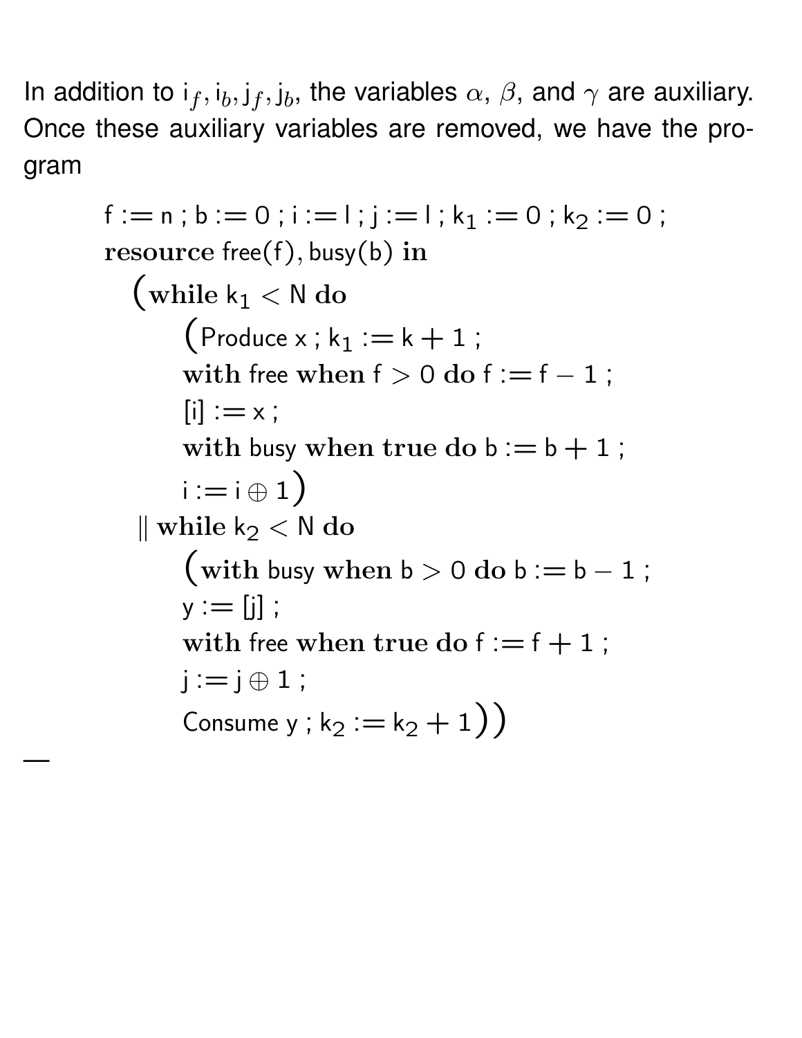In addition to $i_f, i_b, j_f, j_b$, the variables $\alpha$, $\beta$, and $\gamma$ are auxiliary. Once these auxiliary variables are removed, we have the program

$$
\begin{array}{l}
\mathsf{f} := \mathsf{n} \; ; \; \mathsf{b} := 0 \; ; \; \mathsf{i} := \mathsf{l} \; ; \; \mathsf{j} := \mathsf{l} \; ; \; \mathsf{k}_1 := 0 \; ; \; \mathsf{k}_2 := 0 \; ; \\
\textbf{resource} \; \mathsf{free}(\mathsf{f}), \mathsf{busy}(\mathsf{b}) \; \textbf{in} \\
\quad \big( \textbf{while} \; \mathsf{k}_1 < \mathsf{N} \; \textbf{do} \\
\qquad \big( \mathsf{Produce} \; \mathsf{x} \; ; \; \mathsf{k}_1 := \mathsf{k} + 1 \; ; \\
\qquad \textbf{with} \; \mathsf{free} \; \textbf{when} \; \mathsf{f} > 0 \; \textbf{do} \; \mathsf{f} := \mathsf{f} - 1 \; ; \\
\qquad [\mathsf{i}] := \mathsf{x} \; ; \\
\qquad \textbf{with} \; \mathsf{busy} \; \textbf{when} \; \textbf{true} \; \textbf{do} \; \mathsf{b} := \mathsf{b} + 1 \; ; \\
\qquad \mathsf{i} := \mathsf{i} \oplus 1 \big) \\
\quad \| \; \textbf{while} \; \mathsf{k}_2 < \mathsf{N} \; \textbf{do} \\
\qquad \big( \textbf{with} \; \mathsf{busy} \; \textbf{when} \; \mathsf{b} > 0 \; \textbf{do} \; \mathsf{b} := \mathsf{b} - 1 \; ; \\
\qquad \mathsf{y} := [\mathsf{j}] \; ; \\
\qquad \textbf{with} \; \mathsf{free} \; \textbf{when} \; \textbf{true} \; \textbf{do} \; \mathsf{f} := \mathsf{f} + 1 \; ; \\
\qquad \mathsf{j} := \mathsf{j} \oplus 1 \; ; \\
\qquad \mathsf{Consume} \; \mathsf{y} \; ; \; \mathsf{k}_2 := \mathsf{k}_2 + 1 \big) \big)
\end{array}
$$

—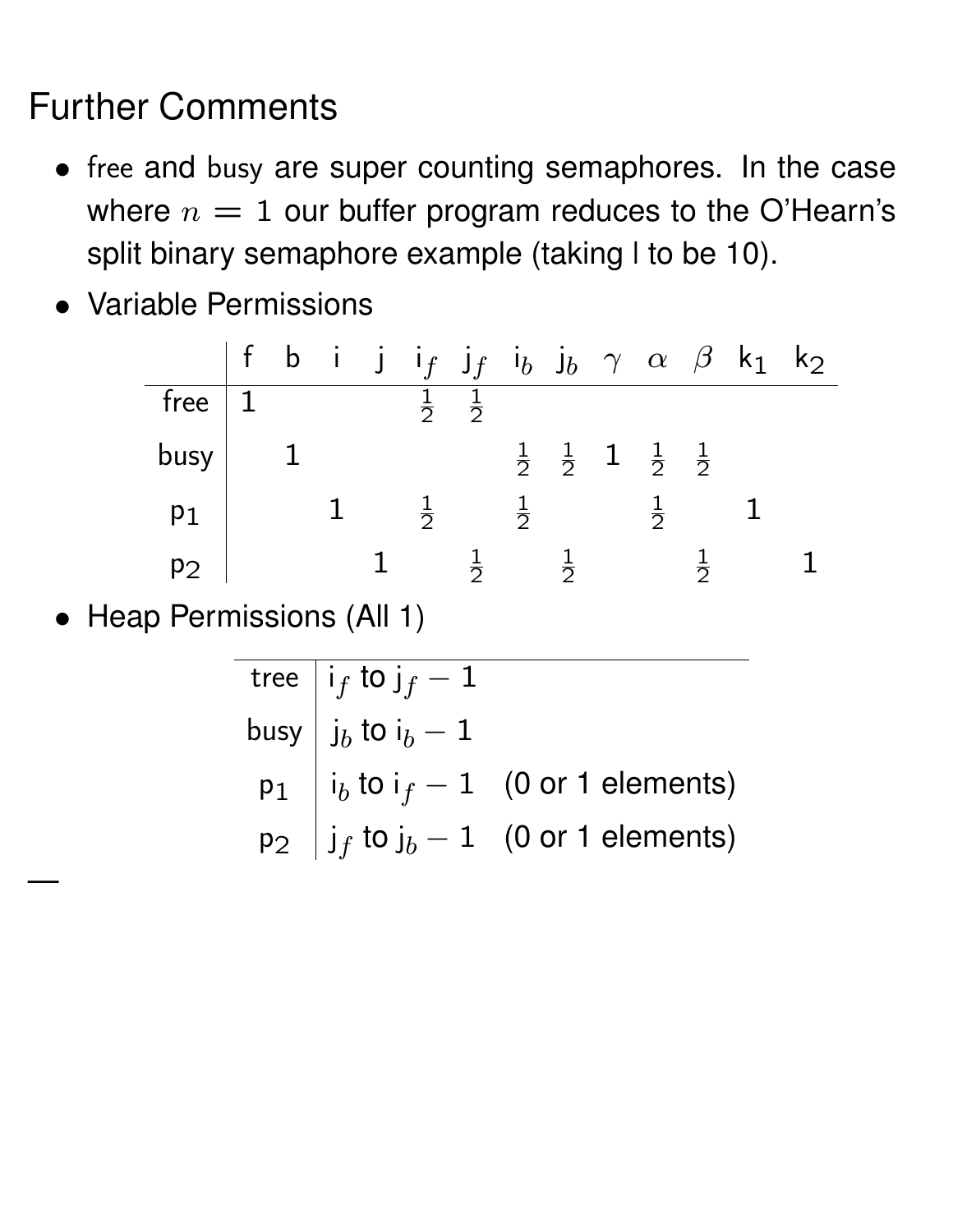# Further Comments

- free and busy are super counting semaphores. In the case where $n = 1$ our buffer program reduces to the O'Hearn's split binary semaphore example (taking l to be 10).
- Variable Permissions

| | f | b | i | j | $i_f$ | $j_f$ | $i_b$ | $j_b$ | $\gamma$ | $\alpha$ | $\beta$ | $k_1$ | $k_2$ |
|---|---|---|---|---|---|---|---|---|---|---|---|---|---|
| free | 1 | | | | $\frac{1}{2}$ | $\frac{1}{2}$ | | | | | | | |
| busy | | 1 | | | | | $\frac{1}{2}$ | $\frac{1}{2}$ | 1 | $\frac{1}{2}$ | $\frac{1}{2}$ | | |
| $p_1$ | | | 1 | | $\frac{1}{2}$ | | $\frac{1}{2}$ | | | $\frac{1}{2}$ | | 1 | |
| $p_2$ | | | | 1 | | $\frac{1}{2}$ | | $\frac{1}{2}$ | | | $\frac{1}{2}$ | | 1 |

- Heap Permissions (All 1)

| | |
|---|---|
| tree | $i_f$ to $j_f - 1$ |
| busy | $j_b$ to $i_b - 1$ |
| $p_1$ | $i_b$ to $i_f - 1$ (0 or 1 elements) |
| $p_2$ | $j_f$ to $j_b - 1$ (0 or 1 elements) |